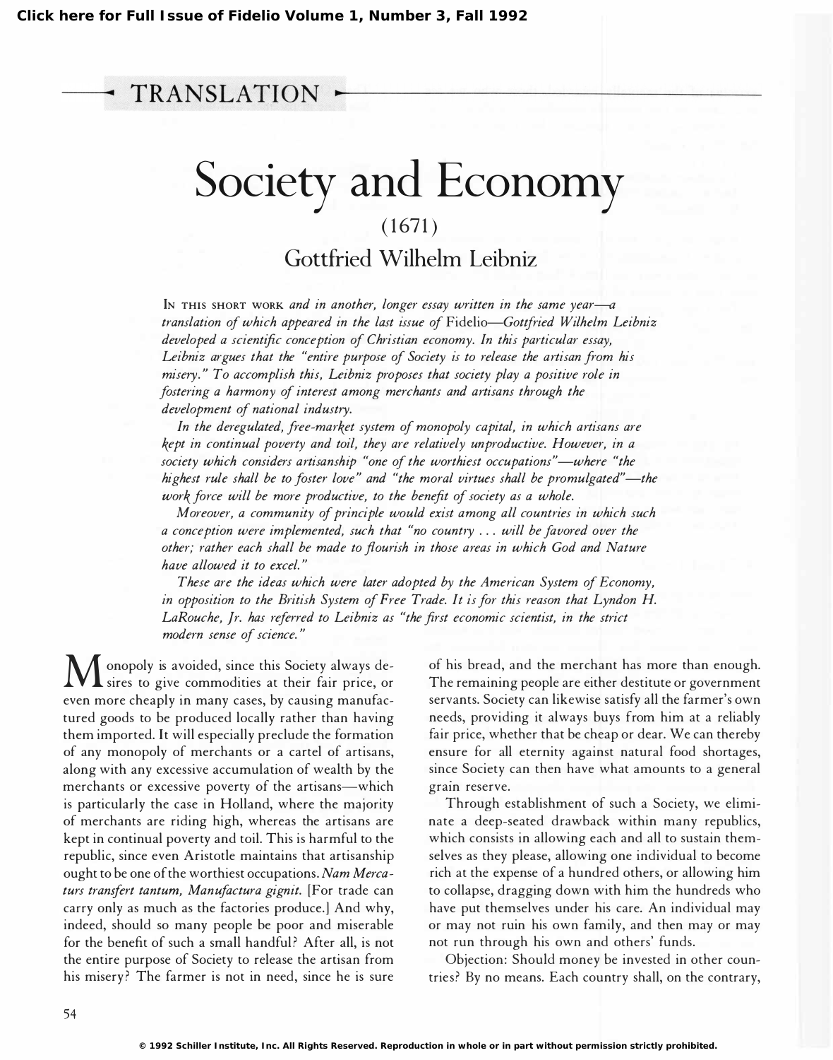## TRANSLATION

# Society and Economy

(1671)

### Gottfried Wilhelm Leibniz

In this short work *and in another, longer essay written in the same year—a translation of which appeared in the last issue of* Fidelio*—Gottfried Wilhelm Leibniz developed a scientific conception of Christian economy. In this particular essay, Leibniz argues that the "entire purpose of Society is to release the artisan from his misery." To accomplish this, Leibniz proposes that society play a positive role in fostering a harmony of interest among merchants and artisans through the development of national industry.*

*In the deregulated, free-market system of monopoly capital, in which artisans are kept in continual poverty and toil, they are relatively unproductive. However, in a society which considers artisanship "one of the worthiest occupations"—where "the highest rule shall be to foster love" and "the moral virtues shall be promulgated"—the work force will be more productive, to the benefit of society as a whole.*

*Moreover, a community of principle would exist among all countries in which such a conception were implemented, such that "no country . . . will be favored over the other; rather each shall be made to flourish in those areas in which God and Nature have allowed it to excel."*

*These are the ideas which were later adopted by the American System of Economy, in opposition to the British System of Free Trade. It is for this reason that Lyndon H. LaRouche, Jr. has referred to Leibniz as "the first economic scientist, in the strict modern sense of science."*

Monopoly is avoided, since this Society always desires to give commodities at their fair price, or even more cheaply in many cases, by causing manufactured goods to be produced locally rather than having them imported. It will especially preclude the formation of any monopoly of merchants or a cartel of artisans, along with any excessive accumulation of wealth by the merchants or excessive poverty of the artisans—which is particularly the case in Holland, where the majority of merchants are riding high, whereas the artisans are kept in continual poverty and toil. This is harmful to the republic, since even Aristotle maintains that artisanship ought to be one of the worthiest occupations. *Nam Mercaturs transfert tantum, Manufactura gignit.* [For trade can carry only as much as the factories produce.] And why, indeed, should so many people be poor and miserable for the benefit of such a small handful? After all, is not the entire purpose of Society to release the artisan from his misery? The farmer is not in need, since he is sure of his bread, and the merchant has more than enough. The remaining people are either destitute or government servants. Society can likewise satisfy all the farmer's own needs, providing it always buys from him at a reliably fair price, whether that be cheap or dear. We can thereby ensure for all eternity against natural food shortages, since Society can then have what amounts to a general grain reserve.

Through establishment of such a Society, we eliminate a deep-seated drawback within many republics, which consists in allowing each and all to sustain themselves as they please, allowing one individual to become rich at the expense of a hundred others, or allowing him to collapse, dragging down with him the hundreds who have put themselves under his care. An individual may or may not ruin his own family, and then may or may not run through his own and others' funds.

Objection: Should money be invested in other countries? By no means. Each country shall, on the contrary,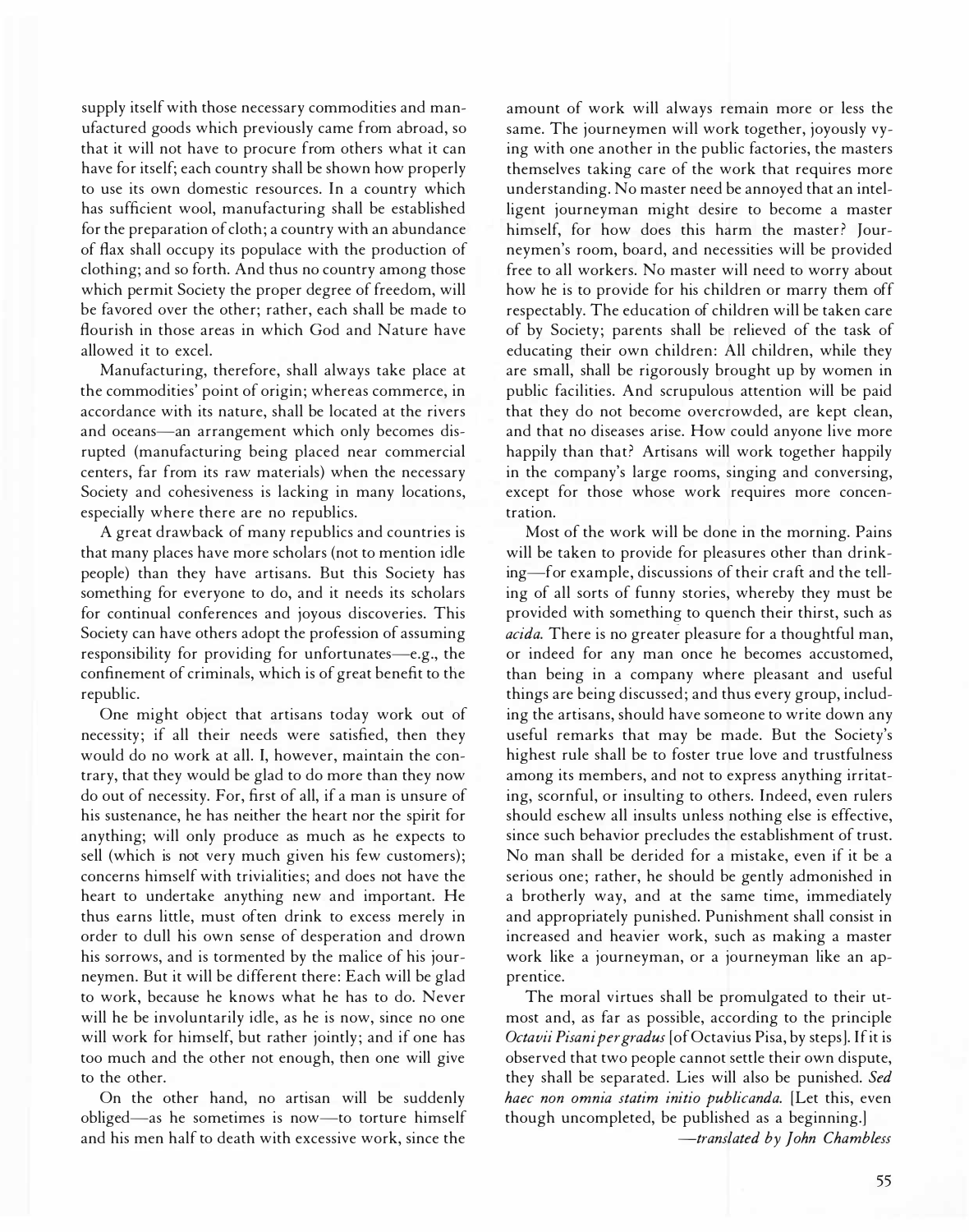supply itself with those necessary commodities and manufactured goods which previously came from abroad, so that it will not have to procure from others what it can have for itself; each country shall be shown how properly to use its own domestic resources. In a country which has sufficient wool, manufacturing shall be established for the preparation of cloth; a country with an abundance of flax shall occupy its populace with the production of clothing; and so forth. And thus no country among those which permit Society the proper degree of freedom, will be favored over the other; rather, each shall be made to flourish in those areas in which God and Nature have allowed it to excel.

Manufacturing, therefore, shall always take place at the commodities' point of origin; whereas commerce, in accordance with its nature, shall be located at the rivers and oceans—an arrangement which only becomes disrupted (manufacturing being placed near commercial centers, far from its raw materials) when the necessary Society and cohesiveness is lacking in many locations, especially where there are no republics.

A great drawback of many republics and countries is that many places have more scholars (not to mention idle people) than they have artisans. But this Society has something for everyone to do, and it needs its scholars for continual conferences and joyous discoveries. This Society can have others adopt the profession of assuming responsibility for providing for unfortunates—e.g., the confinement of criminals, which is of great benefit to the republic.

One might object that artisans today work out of necessity; if all their needs were satisfied, then they would do no work at all. I, however, maintain the contrary, that they would be glad to do more than they now do out of necessity. For, first of all, if a man is unsure of his sustenance, he has neither the heart nor the spirit for anything; will only produce as much as he expects to sell (which is not very much given his few customers); concerns himself with trivialities; and does not have the heart to undertake anything new and important. He thus earns little, must often drink to excess merely in order to dull his own sense of desperation and drown his sorrows, and is tormented by the malice of his journeymen. But it will be different there: Each will be glad to work, because he knows what he has to do. Never will he be involuntarily idle, as he is now, since no one will work for himself, but rather jointly; and if one has too much and the other not enough, then one will give to the other.

On the other hand, no artisan will be suddenly obliged—as he sometimes is now—to torture himself and his men half to death with excessive work, since the amount of work will always remain more or less the same. The journeymen will work together, joyously vying with one another in the public factories, the masters themselves taking care of the work that requires more understanding. No master need be annoyed that an intelligent journeyman might desire to become a master himself, for how does this harm the master? Journeymen's room, board, and necessities will be provided free to all workers. No master will need to worry about how he is to provide for his children or marry them off respectably. The education of children will be taken care of by Society; parents shall be relieved of the task of educating their own children: All children, while they are small, shall be rigorously brought up by women in public facilities. And scrupulous attention will be paid that they do not become overcrowded, are kept clean, and that no diseases arise. How could anyone live more happily than that? Artisans will work together happily in the company's large rooms, singing and conversing, except for those whose work requires more concentration.

Most of the work will be done in the morning. Pains will be taken to provide for pleasures other than drinking—for example, discussions of their craft and the telling of all sorts of funny stories, whereby they must be provided with something to quench their thirst, such as *acida.* There is no greater pleasure for a thoughtful man, or indeed for any man once he becomes accustomed, than being in a company where pleasant and useful things are being discussed; and thus every group, including the artisans, should have someone to write down any useful remarks that may be made. But the Society's highest rule shall be to foster true love and trustfulness among its members, and not to express anything irritating, scornful, or insulting to others. Indeed, even rulers should eschew all insults unless nothing else is effective, since such behavior precludes the establishment of trust. No man shall be derided for a mistake, even if it be a serious one; rather, he should be gently admonished in a brotherly way, and at the same time, immediately and appropriately punished. Punishment shall consist in increased and heavier work, such as making a master work like a journeyman, or a journeyman like an apprentice.

The moral virtues shall be promulgated to their utmost and, as far as possible, according to the principle *Octavii Pisani per gradus* [of Octavius Pisa, by steps]. If it is observed that two people cannot settle their own dispute, they shall be separated. Lies will also be punished. *Sed haec non omnia statim initio publicanda.* [Let this, even though uncompleted, be published as a beginning.]

*—translated by John Chambless*